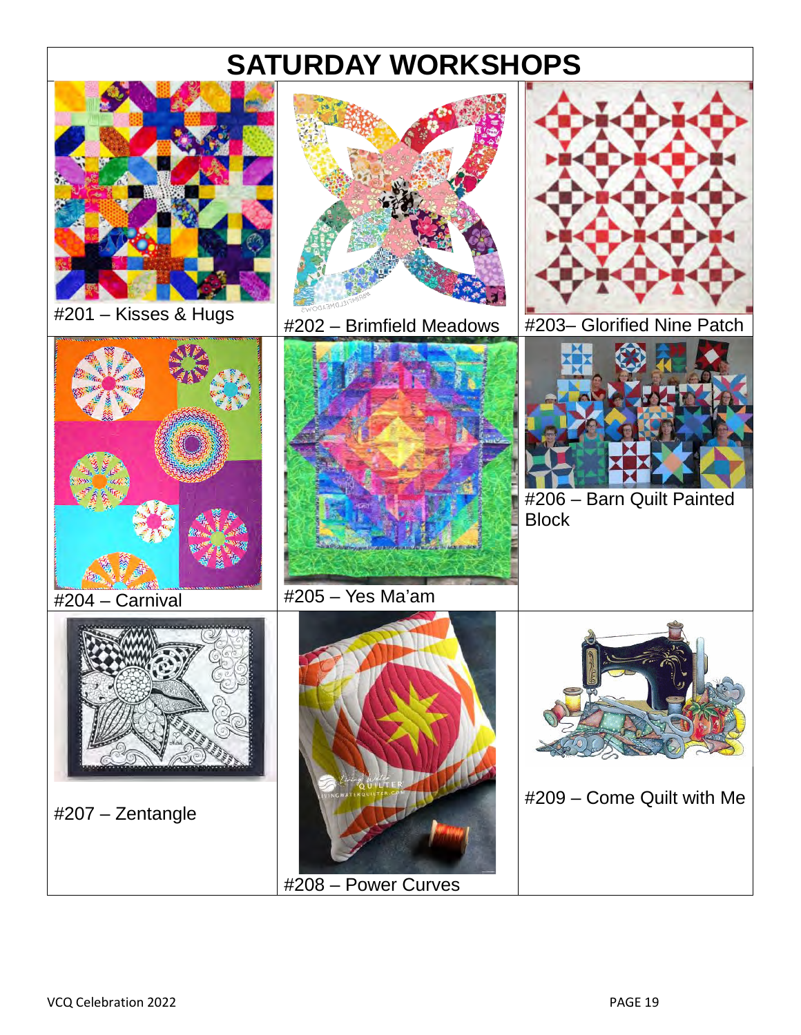# SATURDAY WORKSHOPS

#201 – Kisses & Hugs

#202 – Brimfield Meadows

#203– Glorified Nine Patch

#204 – Carnival

#205 – Yes Ma'am

#206 – Barn Quilt Painted Block

#207 – Zentangle

#208 – Power Curves

#209 – Come Quilt with Me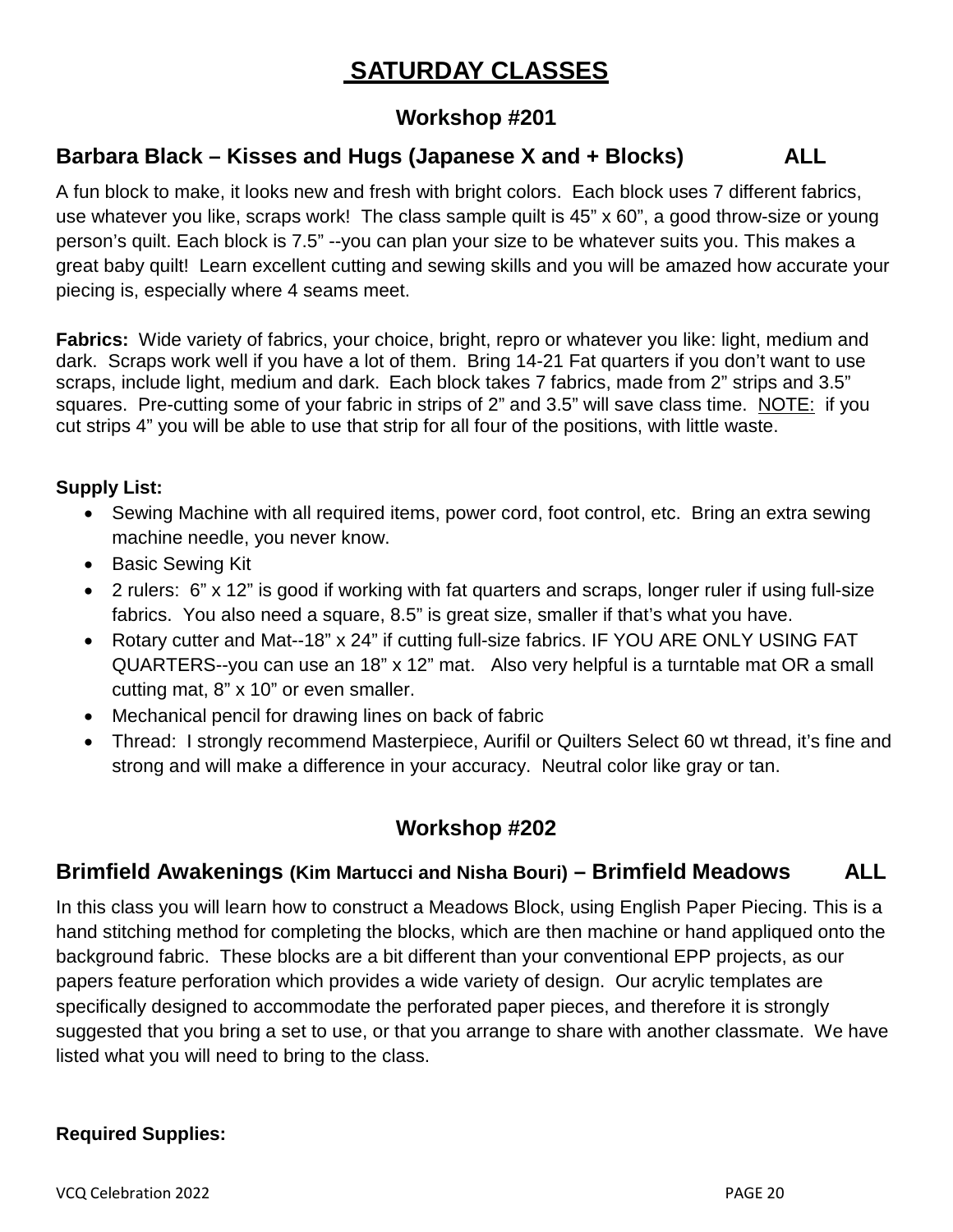# SATURDAY CLASSES

## Workshop #201

### Barbara Black – Kisses and Hugs (Japanese X and + Blocks) ALL

A fun block to make, it looks new and fresh with bright colors. Each block uses 7 different fabrics, use whatever you like, scraps work! The class sample quilt is 45" x 60", a good throw-size or young person's quilt. Each block is 7.5" --you can plan your size to be whatever suits you. This makes a great baby quilt! Learn excellent cutting and sewing skills and you will be amazed how accurate your piecing is, especially where 4 seams meet.

**Fabrics:** Wide variety of fabrics, your choice, bright, repro or whatever you like: light, medium and dark. Scraps work well if you have a lot of them. Bring 14-21 Fat quarters if you don't want to use scraps, include light, medium and dark. Each block takes 7 fabrics, made from 2" strips and 3.5" squares. Pre-cutting some of your fabric in strips of 2" and 3.5" will save class time. NOTE: if you cut strips 4" you will be able to use that strip for all four of the positions, with little waste.

**Supply List:**

- Sewing Machine with all required items, power cord, foot control, etc. Bring an extra sewing machine needle, you never know.
- Basic Sewing Kit
- 2 rulers: 6" x 12" is good if working with fat quarters and scraps, longer ruler if using full-size fabrics. You also need a square, 8.5" is great size, smaller if that's what you have.
- Rotary cutter and Mat--18" x 24" if cutting full-size fabrics. IF YOU ARE ONLY USING FAT QUARTERS--you can use an 18" x 12" mat. Also very helpful is a turntable mat OR a small cutting mat, 8" x 10" or even smaller.
- Mechanical pencil for drawing lines on back of fabric
- Thread: I strongly recommend Masterpiece, Aurifil or Quilters Select 60 wt thread, it's fine and strong and will make a difference in your accuracy. Neutral color like gray or tan.

## Workshop #202

### Brimfield Awakenings (Kim Martucci and Nisha Bouri) – Brimfield Meadows ALL

In this class you will learn how to construct a Meadows Block, using English Paper Piecing. This is a hand stitching method for completing the blocks, which are then machine or hand appliqued onto the background fabric. These blocks are a bit different than your conventional EPP projects, as our papers feature perforation which provides a wide variety of design. Our acrylic templates are specifically designed to accommodate the perforated paper pieces, and therefore it is strongly suggested that you bring a set to use, or that you arrange to share with another classmate. We have listed what you will need to bring to the class.

**Required Supplies:**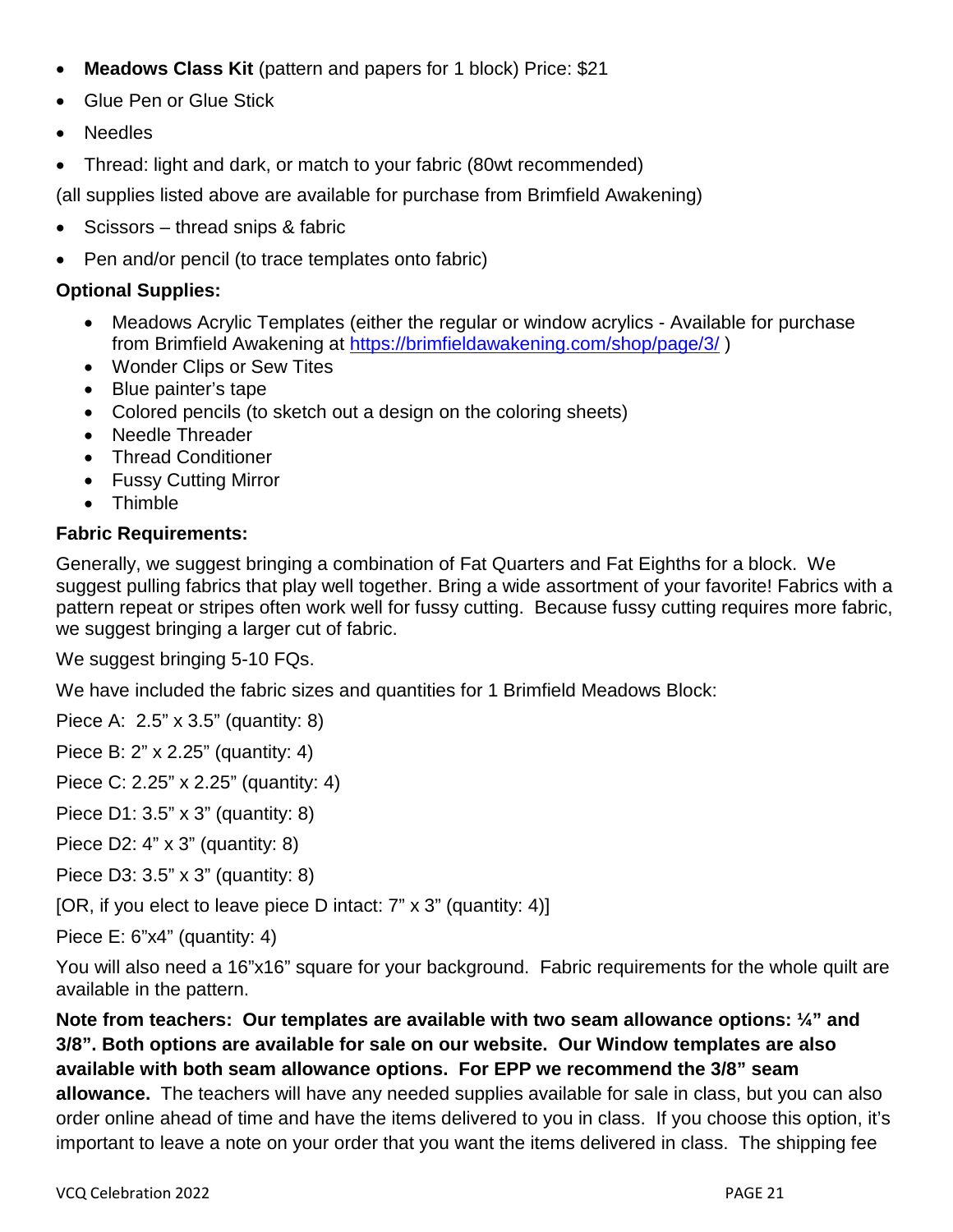- **Meadows Class Kit** (pattern and papers for 1 block) Price: $21
- Glue Pen or Glue Stick
- Needles
- Thread: light and dark, or match to your fabric (80wt recommended)

(all supplies listed above are available for purchase from Brimfield Awakening)

- Scissors – thread snips & fabric
- Pen and/or pencil (to trace templates onto fabric)

**Optional Supplies:**

- Meadows Acrylic Templates (either the regular or window acrylics - Available for purchase from Brimfield Awakening at https://brimfieldawakening.com/shop/page/3/ )
- Wonder Clips or Sew Tites
- Blue painter's tape
- Colored pencils (to sketch out a design on the coloring sheets)
- Needle Threader
- Thread Conditioner
- Fussy Cutting Mirror
- Thimble

**Fabric Requirements:**

Generally, we suggest bringing a combination of Fat Quarters and Fat Eighths for a block. We suggest pulling fabrics that play well together. Bring a wide assortment of your favorite! Fabrics with a pattern repeat or stripes often work well for fussy cutting. Because fussy cutting requires more fabric, we suggest bringing a larger cut of fabric.

We suggest bringing 5-10 FQs.

We have included the fabric sizes and quantities for 1 Brimfield Meadows Block:

Piece A: 2.5" x 3.5" (quantity: 8)

Piece B: 2" x 2.25" (quantity: 4)

Piece C: 2.25" x 2.25" (quantity: 4)

Piece D1: 3.5" x 3" (quantity: 8)

Piece D2: 4" x 3" (quantity: 8)

Piece D3: 3.5" x 3" (quantity: 8)

[OR, if you elect to leave piece D intact: 7" x 3" (quantity: 4)]

Piece E: 6"x4" (quantity: 4)

You will also need a 16"x16" square for your background. Fabric requirements for the whole quilt are available in the pattern.

**Note from teachers: Our templates are available with two seam allowance options: ¼" and 3/8". Both options are available for sale on our website. Our Window templates are also available with both seam allowance options. For EPP we recommend the 3/8" seam allowance.** The teachers will have any needed supplies available for sale in class, but you can also order online ahead of time and have the items delivered to you in class. If you choose this option, it's important to leave a note on your order that you want the items delivered in class. The shipping fee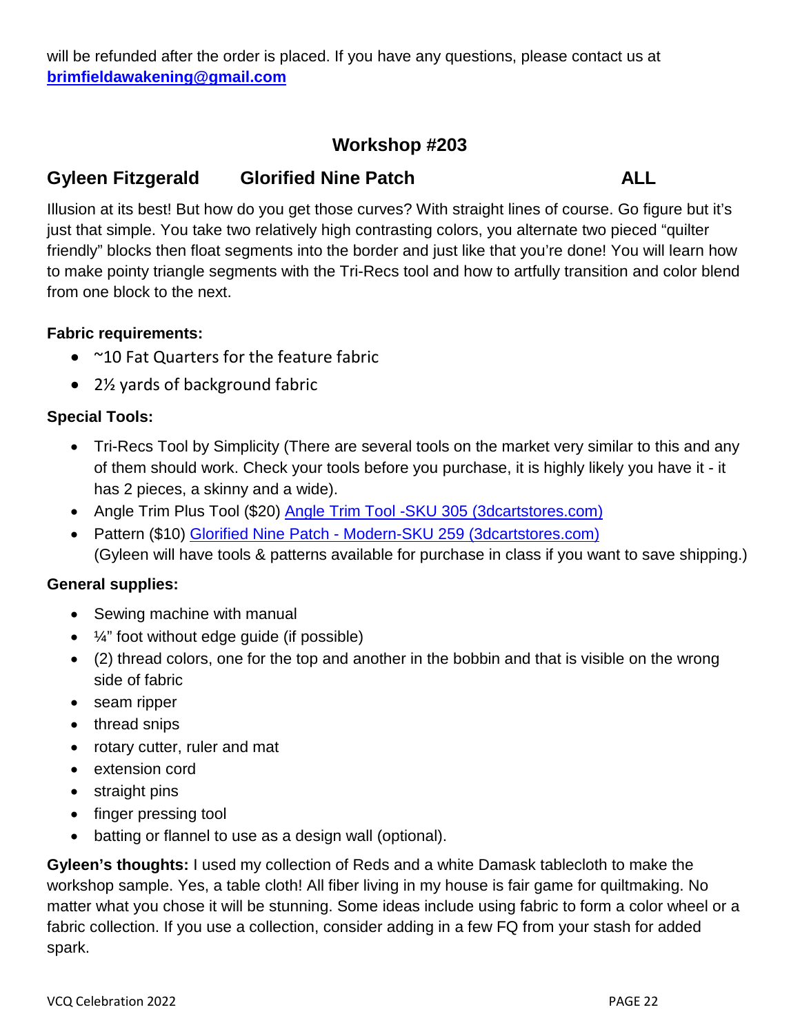will be refunded after the order is placed. If you have any questions, please contact us at **brimfieldawakening@gmail.com**

## Workshop #203

### Gyleen Fitzgerald Glorified Nine Patch ALL

Illusion at its best! But how do you get those curves? With straight lines of course. Go figure but it's just that simple. You take two relatively high contrasting colors, you alternate two pieced "quilter friendly" blocks then float segments into the border and just like that you're done! You will learn how to make pointy triangle segments with the Tri-Recs tool and how to artfully transition and color blend from one block to the next.

**Fabric requirements:**

- ~10 Fat Quarters for the feature fabric
- 2½ yards of background fabric

**Special Tools:**

- Tri-Recs Tool by Simplicity (There are several tools on the market very similar to this and any of them should work. Check your tools before you purchase, it is highly likely you have it - it has 2 pieces, a skinny and a wide).
- Angle Trim Plus Tool ($20) Angle Trim Tool -SKU 305 (3dcartstores.com)
- Pattern ($10) Glorified Nine Patch - Modern-SKU 259 (3dcartstores.com)
  (Gyleen will have tools & patterns available for purchase in class if you want to save shipping.)

**General supplies:**

- Sewing machine with manual
- ¼" foot without edge guide (if possible)
- (2) thread colors, one for the top and another in the bobbin and that is visible on the wrong side of fabric
- seam ripper
- thread snips
- rotary cutter, ruler and mat
- extension cord
- straight pins
- finger pressing tool
- batting or flannel to use as a design wall (optional).

**Gyleen's thoughts:** I used my collection of Reds and a white Damask tablecloth to make the workshop sample. Yes, a table cloth! All fiber living in my house is fair game for quiltmaking. No matter what you chose it will be stunning. Some ideas include using fabric to form a color wheel or a fabric collection. If you use a collection, consider adding in a few FQ from your stash for added spark.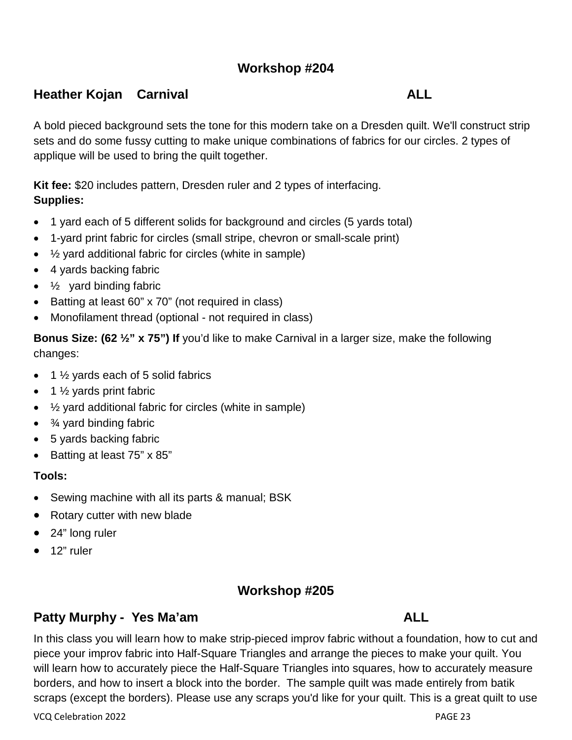## Workshop #204

### Heather Kojan    Carnival    ALL

A bold pieced background sets the tone for this modern take on a Dresden quilt. We'll construct strip sets and do some fussy cutting to make unique combinations of fabrics for our circles. 2 types of applique will be used to bring the quilt together.

**Kit fee:** $20 includes pattern, Dresden ruler and 2 types of interfacing.
**Supplies:**

- 1 yard each of 5 different solids for background and circles (5 yards total)
- 1-yard print fabric for circles (small stripe, chevron or small-scale print)
- ½ yard additional fabric for circles (white in sample)
- 4 yards backing fabric
- ½ yard binding fabric
- Batting at least 60” x 70” (not required in class)
- Monofilament thread (optional - not required in class)

**Bonus Size: (62 ½” x 75”) If** you'd like to make Carnival in a larger size, make the following changes:

- 1 ½ yards each of 5 solid fabrics
- 1 ½ yards print fabric
- ½ yard additional fabric for circles (white in sample)
- ¾ yard binding fabric
- 5 yards backing fabric
- Batting at least 75” x 85”

**Tools:**

- Sewing machine with all its parts & manual; BSK
- Rotary cutter with new blade
- 24” long ruler
- 12” ruler

## Workshop #205

### Patty Murphy - Yes Ma'am    ALL

In this class you will learn how to make strip-pieced improv fabric without a foundation, how to cut and piece your improv fabric into Half-Square Triangles and arrange the pieces to make your quilt. You will learn how to accurately piece the Half-Square Triangles into squares, how to accurately measure borders, and how to insert a block into the border. The sample quilt was made entirely from batik scraps (except the borders). Please use any scraps you'd like for your quilt. This is a great quilt to use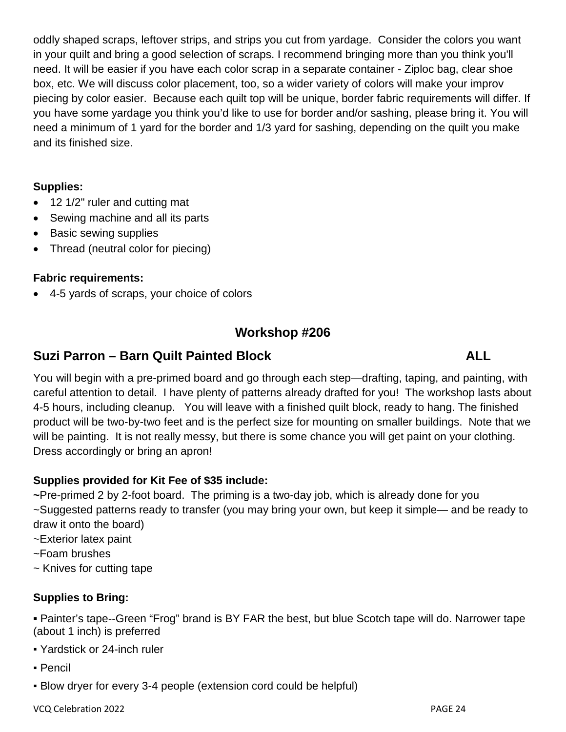oddly shaped scraps, leftover strips, and strips you cut from yardage. Consider the colors you want in your quilt and bring a good selection of scraps. I recommend bringing more than you think you'll need. It will be easier if you have each color scrap in a separate container - Ziploc bag, clear shoe box, etc. We will discuss color placement, too, so a wider variety of colors will make your improv piecing by color easier. Because each quilt top will be unique, border fabric requirements will differ. If you have some yardage you think you'd like to use for border and/or sashing, please bring it. You will need a minimum of 1 yard for the border and 1/3 yard for sashing, depending on the quilt you make and its finished size.

**Supplies:**

- 12 1/2" ruler and cutting mat
- Sewing machine and all its parts
- Basic sewing supplies
- Thread (neutral color for piecing)

**Fabric requirements:**

- 4-5 yards of scraps, your choice of colors

## Workshop #206

## Suzi Parron – Barn Quilt Painted Block ALL

You will begin with a pre-primed board and go through each step—drafting, taping, and painting, with careful attention to detail. I have plenty of patterns already drafted for you! The workshop lasts about 4-5 hours, including cleanup. You will leave with a finished quilt block, ready to hang. The finished product will be two-by-two feet and is the perfect size for mounting on smaller buildings. Note that we will be painting. It is not really messy, but there is some chance you will get paint on your clothing. Dress accordingly or bring an apron!

**Supplies provided for Kit Fee of $35 include:**

~Pre-primed 2 by 2-foot board. The priming is a two-day job, which is already done for you
~Suggested patterns ready to transfer (you may bring your own, but keep it simple— and be ready to draw it onto the board)
~Exterior latex paint
~Foam brushes
~ Knives for cutting tape

**Supplies to Bring:**

- Painter's tape--Green "Frog" brand is BY FAR the best, but blue Scotch tape will do. Narrower tape (about 1 inch) is preferred
- Yardstick or 24-inch ruler
- Pencil
- Blow dryer for every 3-4 people (extension cord could be helpful)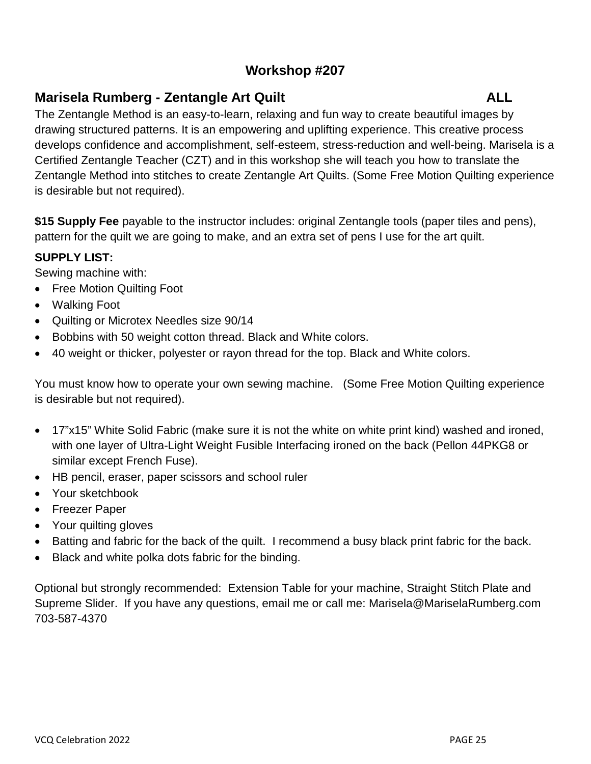## Workshop #207

### Marisela Rumberg - Zentangle Art Quilt ALL

The Zentangle Method is an easy-to-learn, relaxing and fun way to create beautiful images by drawing structured patterns. It is an empowering and uplifting experience. This creative process develops confidence and accomplishment, self-esteem, stress-reduction and well-being. Marisela is a Certified Zentangle Teacher (CZT) and in this workshop she will teach you how to translate the Zentangle Method into stitches to create Zentangle Art Quilts. (Some Free Motion Quilting experience is desirable but not required).

**$15 Supply Fee** payable to the instructor includes: original Zentangle tools (paper tiles and pens), pattern for the quilt we are going to make, and an extra set of pens I use for the art quilt.

**SUPPLY LIST:**

Sewing machine with:

- Free Motion Quilting Foot
- Walking Foot
- Quilting or Microtex Needles size 90/14
- Bobbins with 50 weight cotton thread. Black and White colors.
- 40 weight or thicker, polyester or rayon thread for the top. Black and White colors.

You must know how to operate your own sewing machine. (Some Free Motion Quilting experience is desirable but not required).

- 17"x15" White Solid Fabric (make sure it is not the white on white print kind) washed and ironed, with one layer of Ultra-Light Weight Fusible Interfacing ironed on the back (Pellon 44PKG8 or similar except French Fuse).
- HB pencil, eraser, paper scissors and school ruler
- Your sketchbook
- Freezer Paper
- Your quilting gloves
- Batting and fabric for the back of the quilt. I recommend a busy black print fabric for the back.
- Black and white polka dots fabric for the binding.

Optional but strongly recommended: Extension Table for your machine, Straight Stitch Plate and Supreme Slider. If you have any questions, email me or call me: Marisela@MariselaRumberg.com 703-587-4370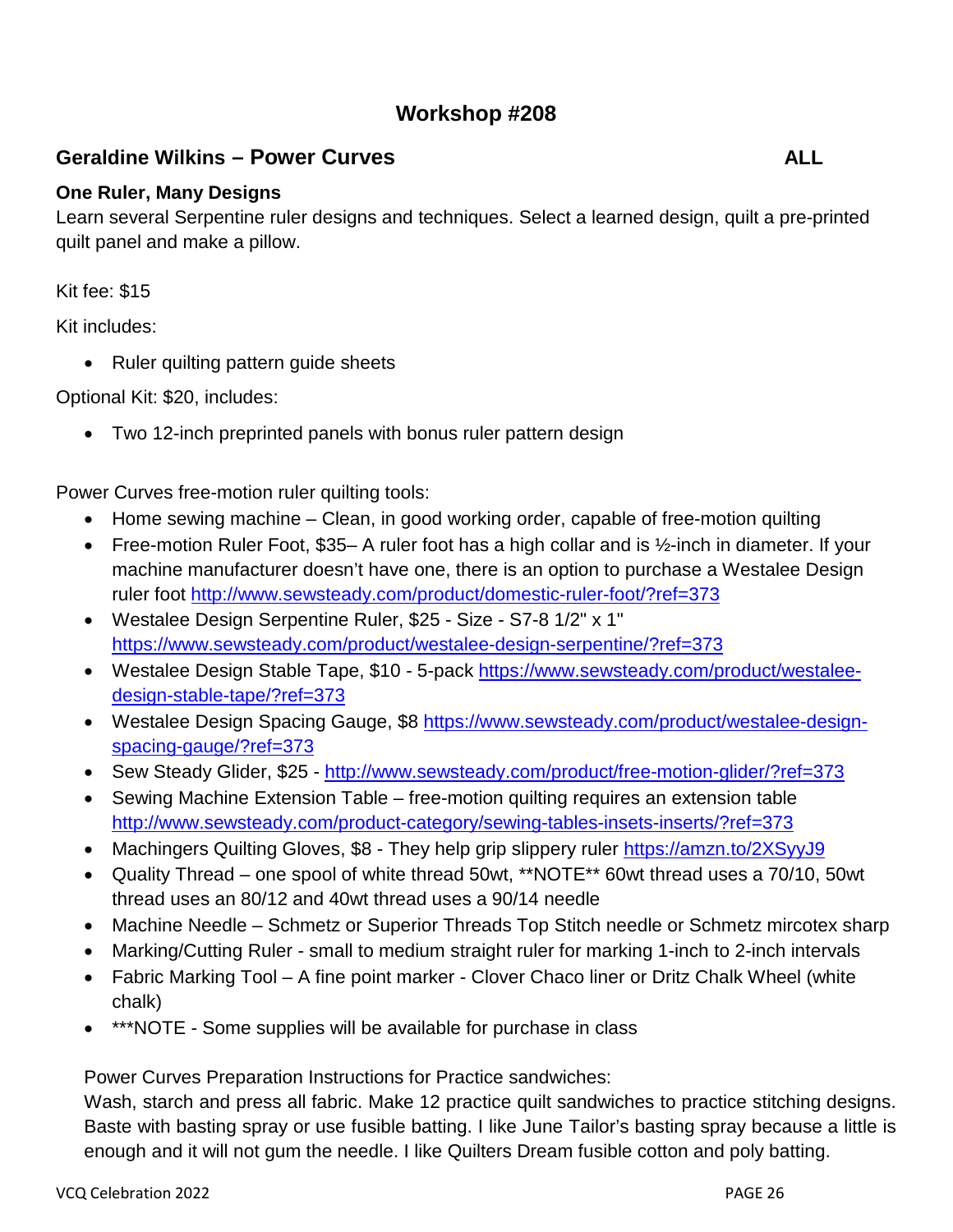## Workshop #208

### Geraldine Wilkins – Power Curves ALL

**One Ruler, Many Designs**

Learn several Serpentine ruler designs and techniques. Select a learned design, quilt a pre-printed quilt panel and make a pillow.

Kit fee: $15

Kit includes:

- Ruler quilting pattern guide sheets

Optional Kit: $20, includes:

- Two 12-inch preprinted panels with bonus ruler pattern design

Power Curves free-motion ruler quilting tools:

- Home sewing machine – Clean, in good working order, capable of free-motion quilting
- Free-motion Ruler Foot, $35– A ruler foot has a high collar and is ½-inch in diameter. If your machine manufacturer doesn't have one, there is an option to purchase a Westalee Design ruler foot http://www.sewsteady.com/product/domestic-ruler-foot/?ref=373
- Westalee Design Serpentine Ruler, $25 - Size - S7-8 1/2" x 1" https://www.sewsteady.com/product/westalee-design-serpentine/?ref=373
- Westalee Design Stable Tape, $10 - 5-pack https://www.sewsteady.com/product/westalee-design-stable-tape/?ref=373
- Westalee Design Spacing Gauge, $8 https://www.sewsteady.com/product/westalee-design-spacing-gauge/?ref=373
- Sew Steady Glider, $25 - http://www.sewsteady.com/product/free-motion-glider/?ref=373
- Sewing Machine Extension Table – free-motion quilting requires an extension table http://www.sewsteady.com/product-category/sewing-tables-insets-inserts/?ref=373
- Machingers Quilting Gloves, $8 - They help grip slippery ruler https://amzn.to/2XSyyJ9
- Quality Thread – one spool of white thread 50wt, **NOTE** 60wt thread uses a 70/10, 50wt thread uses an 80/12 and 40wt thread uses a 90/14 needle
- Machine Needle – Schmetz or Superior Threads Top Stitch needle or Schmetz mircotex sharp
- Marking/Cutting Ruler - small to medium straight ruler for marking 1-inch to 2-inch intervals
- Fabric Marking Tool – A fine point marker - Clover Chaco liner or Dritz Chalk Wheel (white chalk)
- ***NOTE - Some supplies will be available for purchase in class

Power Curves Preparation Instructions for Practice sandwiches:
Wash, starch and press all fabric. Make 12 practice quilt sandwiches to practice stitching designs. Baste with basting spray or use fusible batting. I like June Tailor's basting spray because a little is enough and it will not gum the needle. I like Quilters Dream fusible cotton and poly batting.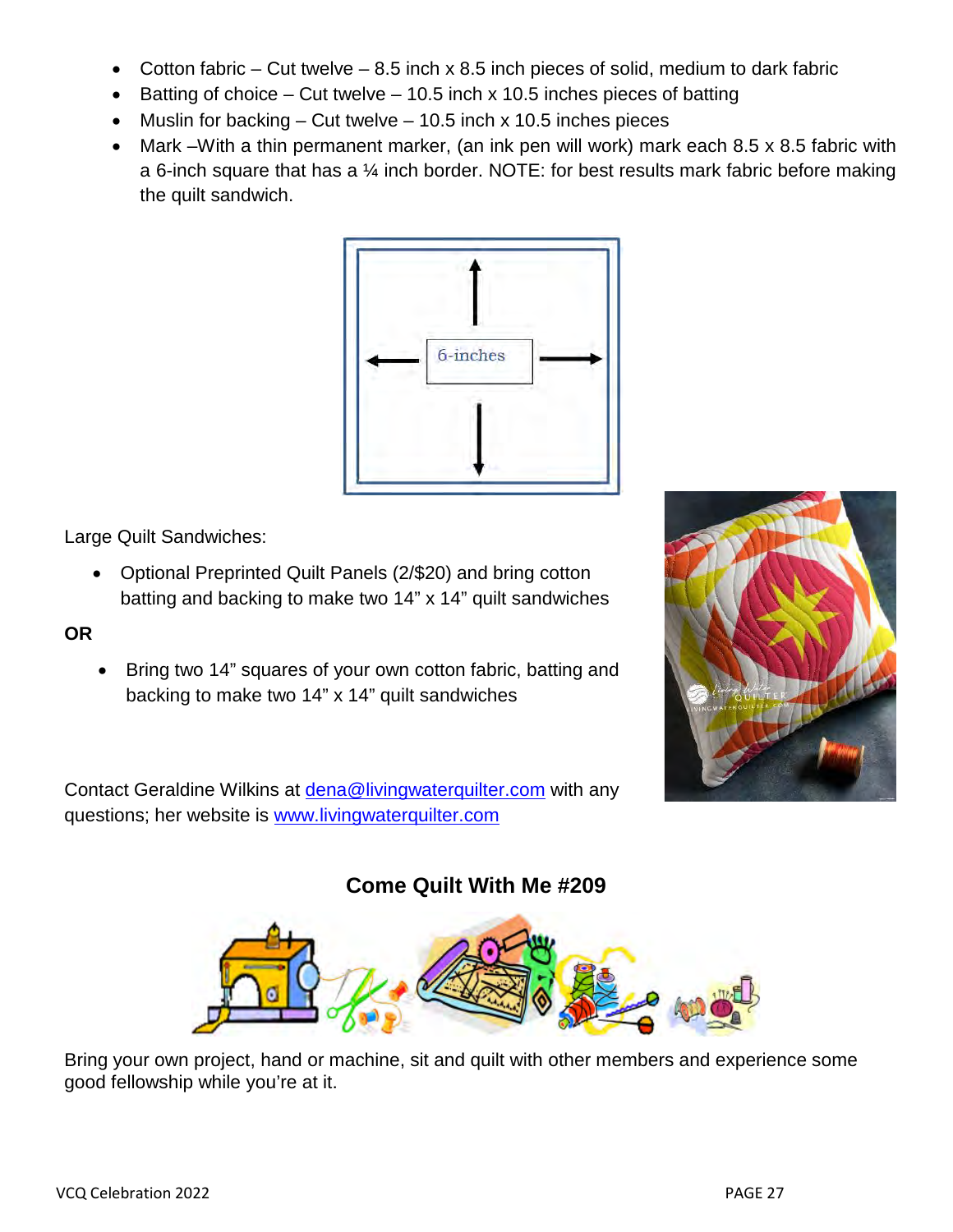- Cotton fabric – Cut twelve – 8.5 inch x 8.5 inch pieces of solid, medium to dark fabric
- Batting of choice – Cut twelve – 10.5 inch x 10.5 inches pieces of batting
- Muslin for backing – Cut twelve – 10.5 inch x 10.5 inches pieces
- Mark –With a thin permanent marker, (an ink pen will work) mark each 8.5 x 8.5 fabric with a 6-inch square that has a ¼ inch border. NOTE: for best results mark fabric before making the quilt sandwich.

6-inches

Large Quilt Sandwiches:

- Optional Preprinted Quilt Panels (2/$20) and bring cotton batting and backing to make two 14" x 14" quilt sandwiches

**OR**

- Bring two 14" squares of your own cotton fabric, batting and backing to make two 14" x 14" quilt sandwiches

Contact Geraldine Wilkins at dena@livingwaterquilter.com with any questions; her website is www.livingwaterquilter.com

### Come Quilt With Me #209

Bring your own project, hand or machine, sit and quilt with other members and experience some good fellowship while you're at it.